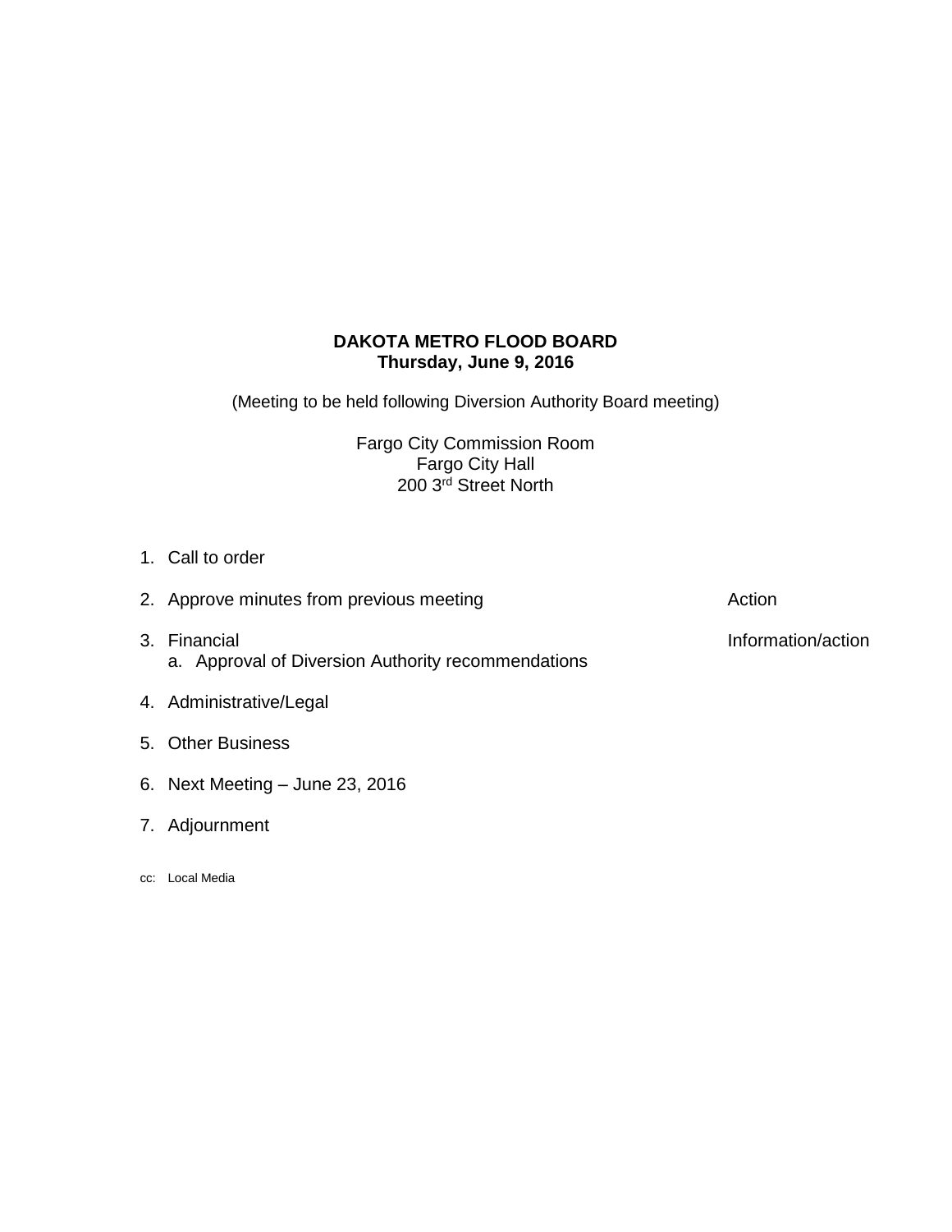**DAKOTA METRO FLOOD BOARD**
**Thursday, June 9, 2016**

(Meeting to be held following Diversion Authority Board meeting)

Fargo City Commission Room
Fargo City Hall
200 3rd Street North

1. Call to order
2. Approve minutes from previous meeting — Action
3. Financial — Information/action
   a. Approval of Diversion Authority recommendations
4. Administrative/Legal
5. Other Business
6. Next Meeting – June 23, 2016
7. Adjournment

cc: Local Media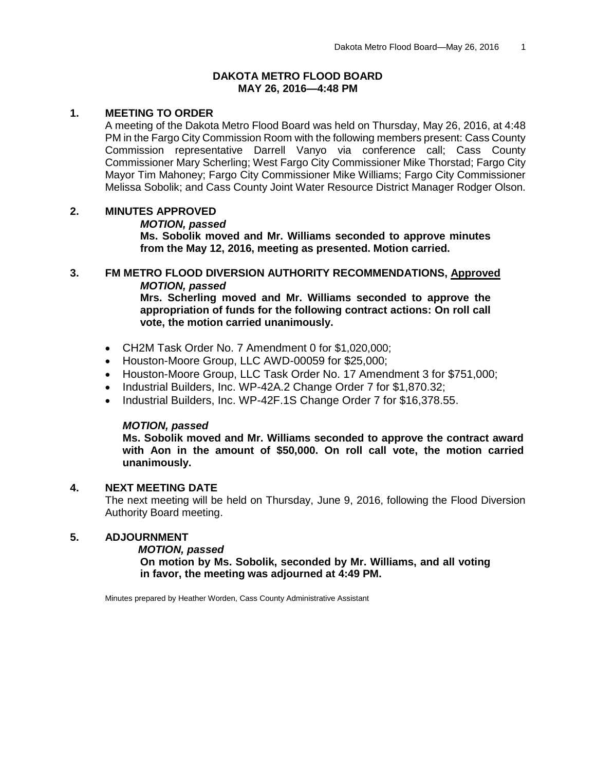# DAKOTA METRO FLOOD BOARD
## MAY 26, 2016—4:48 PM

## 1. MEETING TO ORDER

A meeting of the Dakota Metro Flood Board was held on Thursday, May 26, 2016, at 4:48 PM in the Fargo City Commission Room with the following members present: Cass County Commission representative Darrell Vanyo via conference call; Cass County Commissioner Mary Scherling; West Fargo City Commissioner Mike Thorstad; Fargo City Mayor Tim Mahoney; Fargo City Commissioner Mike Williams; Fargo City Commissioner Melissa Sobolik; and Cass County Joint Water Resource District Manager Rodger Olson.

## 2. MINUTES APPROVED

***MOTION, passed***

**Ms. Sobolik moved and Mr. Williams seconded to approve minutes from the May 12, 2016, meeting as presented. Motion carried.**

## 3. FM METRO FLOOD DIVERSION AUTHORITY RECOMMENDATIONS, Approved

***MOTION, passed***

**Mrs. Scherling moved and Mr. Williams seconded to approve the appropriation of funds for the following contract actions: On roll call vote, the motion carried unanimously.**

- CH2M Task Order No. 7 Amendment 0 for $1,020,000;
- Houston-Moore Group, LLC AWD-00059 for $25,000;
- Houston-Moore Group, LLC Task Order No. 17 Amendment 3 for $751,000;
- Industrial Builders, Inc. WP-42A.2 Change Order 7 for $1,870.32;
- Industrial Builders, Inc. WP-42F.1S Change Order 7 for $16,378.55.

***MOTION, passed***

**Ms. Sobolik moved and Mr. Williams seconded to approve the contract award with Aon in the amount of $50,000. On roll call vote, the motion carried unanimously.**

## 4. NEXT MEETING DATE

The next meeting will be held on Thursday, June 9, 2016, following the Flood Diversion Authority Board meeting.

## 5. ADJOURNMENT

***MOTION, passed***

**On motion by Ms. Sobolik, seconded by Mr. Williams, and all voting in favor, the meeting was adjourned at 4:49 PM.**

Minutes prepared by Heather Worden, Cass County Administrative Assistant